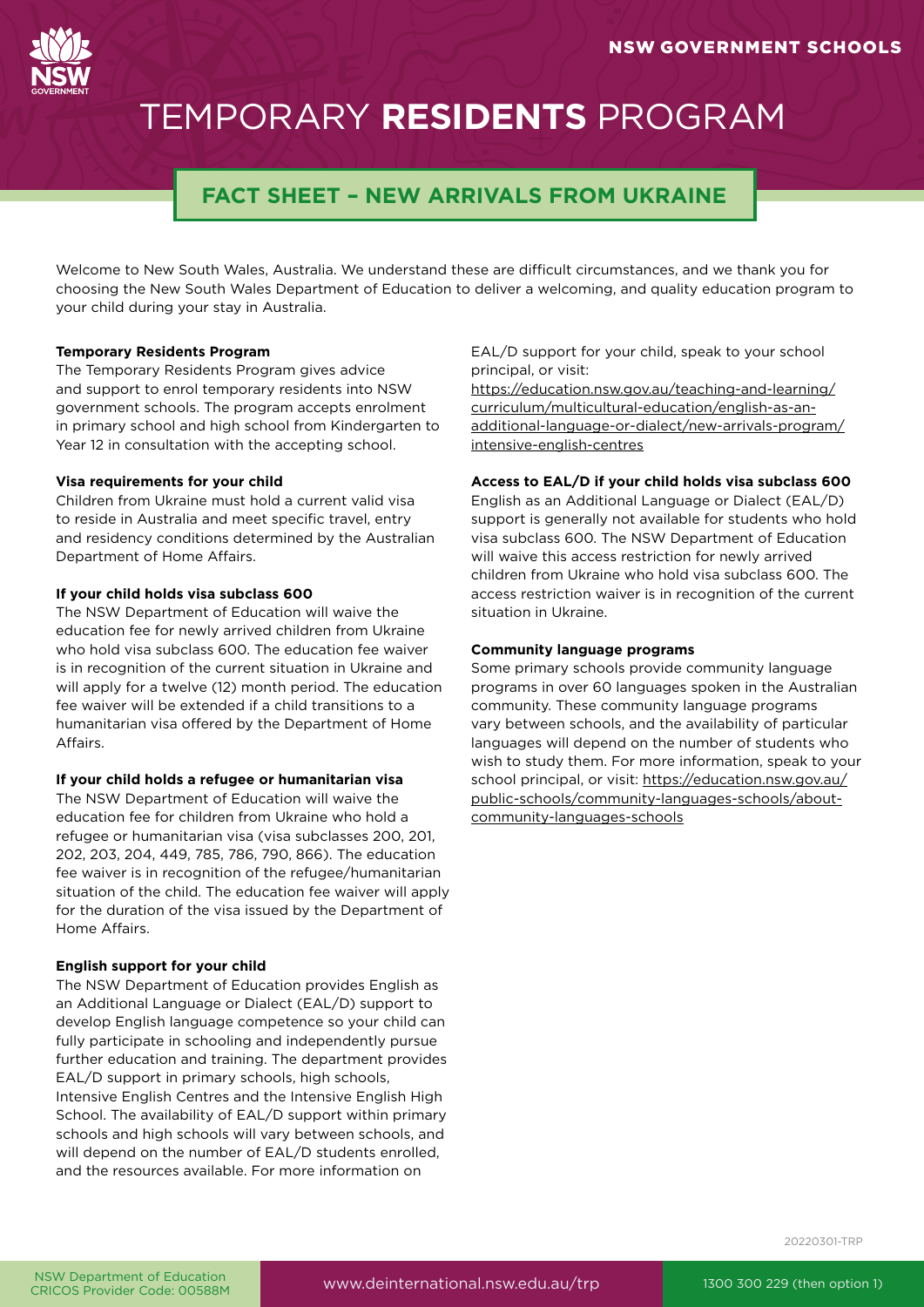NSW GOVERNMENT SCHOOLS

# TEMPORARY **RESIDENTS** PROGRAM

## FACT SHEET – NEW ARRIVALS FROM UKRAINE

Welcome to New South Wales, Australia. We understand these are difficult circumstances, and we thank you for choosing the New South Wales Department of Education to deliver a welcoming, and quality education program to your child during your stay in Australia.

### Temporary Residents Program

The Temporary Residents Program gives advice and support to enrol temporary residents into NSW government schools. The program accepts enrolment in primary school and high school from Kindergarten to Year 12 in consultation with the accepting school.

### Visa requirements for your child

Children from Ukraine must hold a current valid visa to reside in Australia and meet specific travel, entry and residency conditions determined by the Australian Department of Home Affairs.

### If your child holds visa subclass 600

The NSW Department of Education will waive the education fee for newly arrived children from Ukraine who hold visa subclass 600. The education fee waiver is in recognition of the current situation in Ukraine and will apply for a twelve (12) month period. The education fee waiver will be extended if a child transitions to a humanitarian visa offered by the Department of Home Affairs.

### If your child holds a refugee or humanitarian visa

The NSW Department of Education will waive the education fee for children from Ukraine who hold a refugee or humanitarian visa (visa subclasses 200, 201, 202, 203, 204, 449, 785, 786, 790, 866). The education fee waiver is in recognition of the refugee/humanitarian situation of the child. The education fee waiver will apply for the duration of the visa issued by the Department of Home Affairs.

### English support for your child

The NSW Department of Education provides English as an Additional Language or Dialect (EAL/D) support to develop English language competence so your child can fully participate in schooling and independently pursue further education and training. The department provides EAL/D support in primary schools, high schools, Intensive English Centres and the Intensive English High School. The availability of EAL/D support within primary schools and high schools will vary between schools, and will depend on the number of EAL/D students enrolled, and the resources available. For more information on EAL/D support for your child, speak to your school principal, or visit: https://education.nsw.gov.au/teaching-and-learning/curriculum/multicultural-education/english-as-an-additional-language-or-dialect/new-arrivals-program/intensive-english-centres

### Access to EAL/D if your child holds visa subclass 600

English as an Additional Language or Dialect (EAL/D) support is generally not available for students who hold visa subclass 600. The NSW Department of Education will waive this access restriction for newly arrived children from Ukraine who hold visa subclass 600. The access restriction waiver is in recognition of the current situation in Ukraine.

### Community language programs

Some primary schools provide community language programs in over 60 languages spoken in the Australian community. These community language programs vary between schools, and the availability of particular languages will depend on the number of students who wish to study them. For more information, speak to your school principal, or visit: https://education.nsw.gov.au/public-schools/community-languages-schools/about-community-languages-schools

20220301-TRP

NSW Department of Education
CRICOS Provider Code: 00588M

www.deinternational.nsw.edu.au/trp

1300 300 229 (then option 1)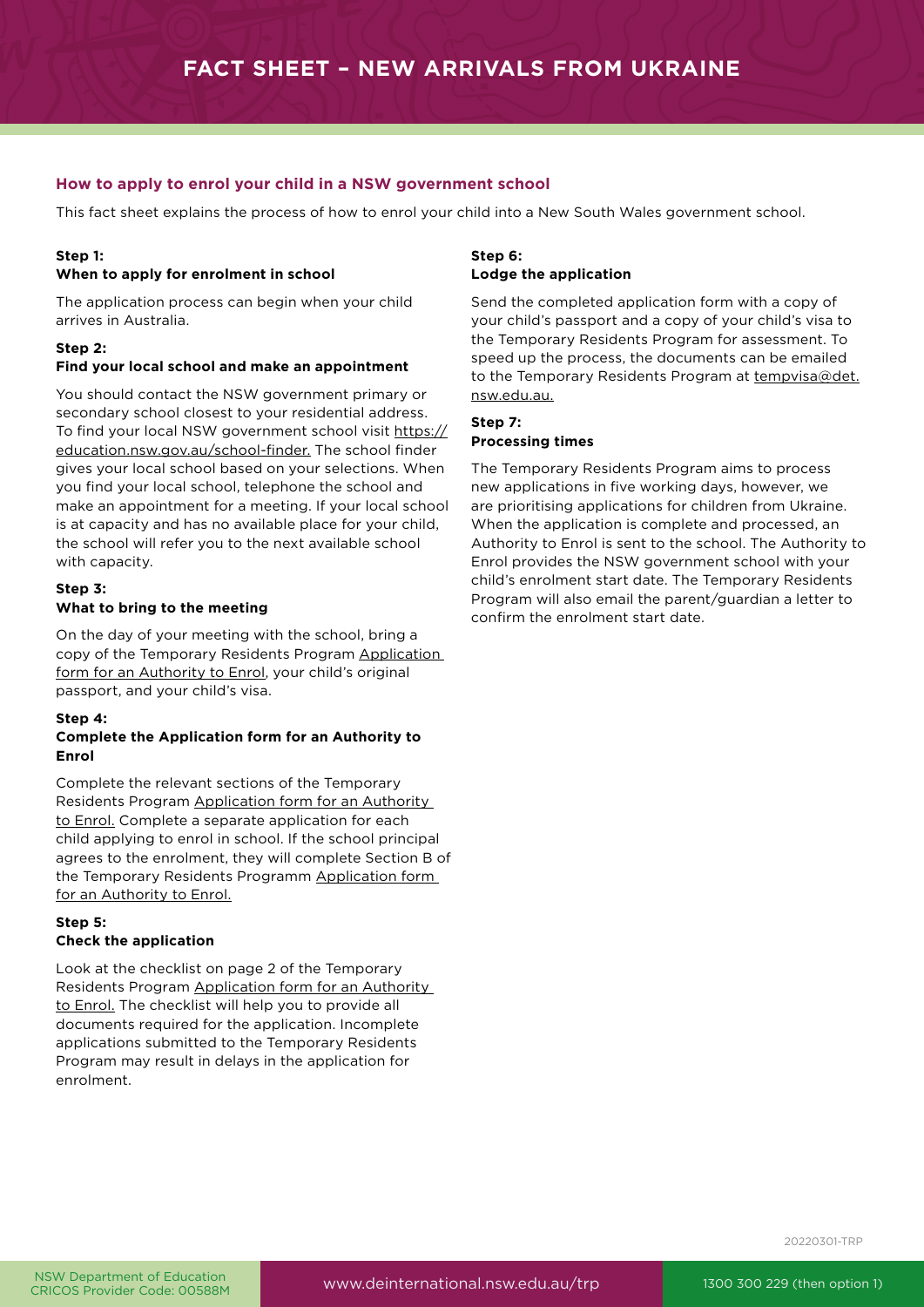# FACT SHEET – NEW ARRIVALS FROM UKRAINE

## How to apply to enrol your child in a NSW government school

This fact sheet explains the process of how to enrol your child into a New South Wales government school.

### Step 1:
### When to apply for enrolment in school

The application process can begin when your child arrives in Australia.

### Step 2:
### Find your local school and make an appointment

You should contact the NSW government primary or secondary school closest to your residential address. To find your local NSW government school visit https://education.nsw.gov.au/school-finder. The school finder gives your local school based on your selections. When you find your local school, telephone the school and make an appointment for a meeting. If your local school is at capacity and has no available place for your child, the school will refer you to the next available school with capacity.

### Step 3:
### What to bring to the meeting

On the day of your meeting with the school, bring a copy of the Temporary Residents Program Application form for an Authority to Enrol, your child's original passport, and your child's visa.

### Step 4:
### Complete the Application form for an Authority to Enrol

Complete the relevant sections of the Temporary Residents Program Application form for an Authority to Enrol. Complete a separate application for each child applying to enrol in school. If the school principal agrees to the enrolment, they will complete Section B of the Temporary Residents Programm Application form for an Authority to Enrol.

### Step 5:
### Check the application

Look at the checklist on page 2 of the Temporary Residents Program Application form for an Authority to Enrol. The checklist will help you to provide all documents required for the application. Incomplete applications submitted to the Temporary Residents Program may result in delays in the application for enrolment.

### Step 6:
### Lodge the application

Send the completed application form with a copy of your child's passport and a copy of your child's visa to the Temporary Residents Program for assessment. To speed up the process, the documents can be emailed to the Temporary Residents Program at tempvisa@det.nsw.edu.au.

### Step 7:
### Processing times

The Temporary Residents Program aims to process new applications in five working days, however, we are prioritising applications for children from Ukraine. When the application is complete and processed, an Authority to Enrol is sent to the school. The Authority to Enrol provides the NSW government school with your child's enrolment start date. The Temporary Residents Program will also email the parent/guardian a letter to confirm the enrolment start date.

20220301-TRP

NSW Department of Education
CRICOS Provider Code: 00588M

www.deinternational.nsw.edu.au/trp

1300 300 229 (then option 1)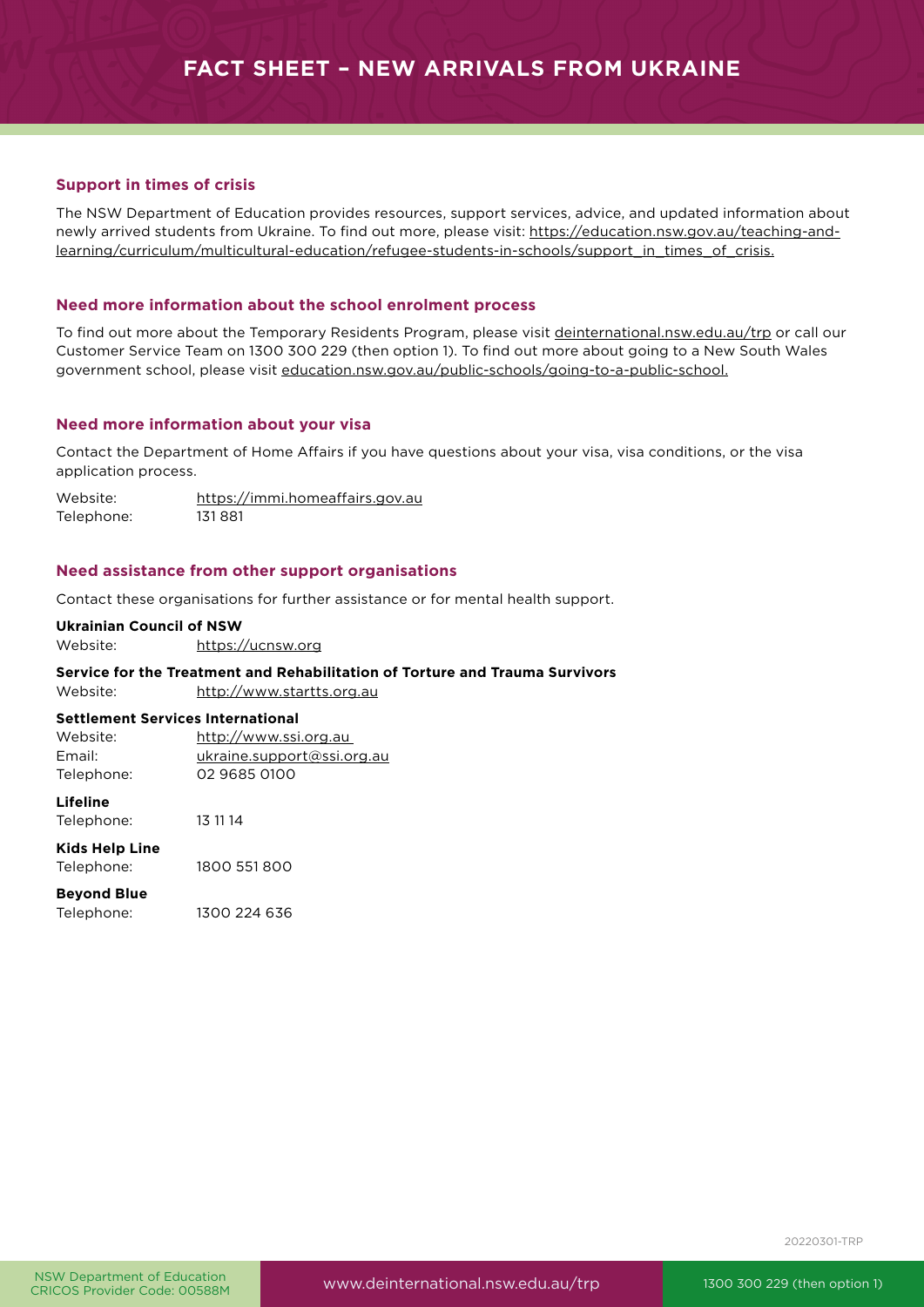# FACT SHEET – NEW ARRIVALS FROM UKRAINE

## Support in times of crisis

The NSW Department of Education provides resources, support services, advice, and updated information about newly arrived students from Ukraine. To find out more, please visit: https://education.nsw.gov.au/teaching-and-learning/curriculum/multicultural-education/refugee-students-in-schools/support_in_times_of_crisis.

## Need more information about the school enrolment process

To find out more about the Temporary Residents Program, please visit deinternational.nsw.edu.au/trp or call our Customer Service Team on 1300 300 229 (then option 1). To find out more about going to a New South Wales government school, please visit education.nsw.gov.au/public-schools/going-to-a-public-school.

## Need more information about your visa

Contact the Department of Home Affairs if you have questions about your visa, visa conditions, or the visa application process.

Website: https://immi.homeaffairs.gov.au
Telephone: 131 881

## Need assistance from other support organisations

Contact these organisations for further assistance or for mental health support.

**Ukrainian Council of NSW**
Website: https://ucnsw.org

**Service for the Treatment and Rehabilitation of Torture and Trauma Survivors**
Website: http://www.startts.org.au

**Settlement Services International**
Website: http://www.ssi.org.au
Email: ukraine.support@ssi.org.au
Telephone: 02 9685 0100

**Lifeline**
Telephone: 13 11 14

**Kids Help Line**
Telephone: 1800 551 800

**Beyond Blue**
Telephone: 1300 224 636

20220301-TRP

NSW Department of Education
CRICOS Provider Code: 00588M

www.deinternational.nsw.edu.au/trp

1300 300 229 (then option 1)